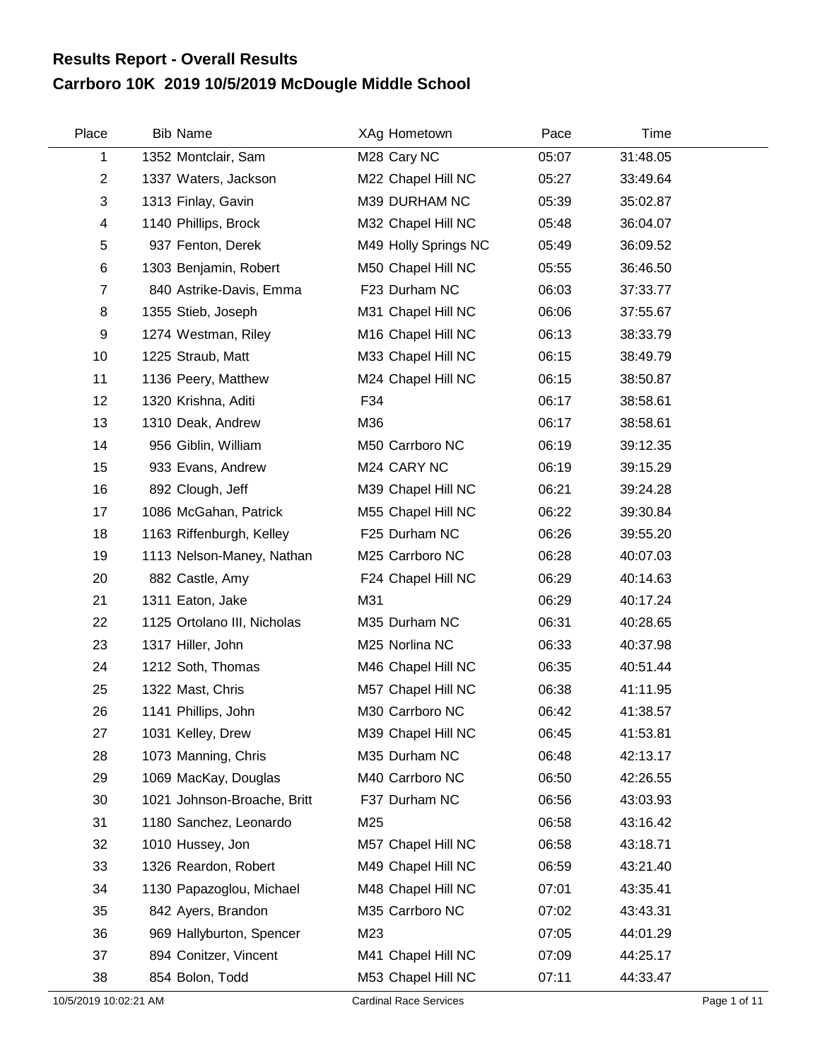# Results Report - Overall Results
## Carrboro 10K 2019 10/5/2019 McDougle Middle School

| Place | Bib | Name | XAg | Hometown | Pace | Time |
|---|---|---|---|---|---|---|
| 1 | 1352 | Montclair, Sam | M28 | Cary NC | 05:07 | 31:48.05 |
| 2 | 1337 | Waters, Jackson | M22 | Chapel Hill NC | 05:27 | 33:49.64 |
| 3 | 1313 | Finlay, Gavin | M39 | DURHAM NC | 05:39 | 35:02.87 |
| 4 | 1140 | Phillips, Brock | M32 | Chapel Hill NC | 05:48 | 36:04.07 |
| 5 | 937 | Fenton, Derek | M49 | Holly Springs NC | 05:49 | 36:09.52 |
| 6 | 1303 | Benjamin, Robert | M50 | Chapel Hill NC | 05:55 | 36:46.50 |
| 7 | 840 | Astrike-Davis, Emma | F23 | Durham NC | 06:03 | 37:33.77 |
| 8 | 1355 | Stieb, Joseph | M31 | Chapel Hill NC | 06:06 | 37:55.67 |
| 9 | 1274 | Westman, Riley | M16 | Chapel Hill NC | 06:13 | 38:33.79 |
| 10 | 1225 | Straub, Matt | M33 | Chapel Hill NC | 06:15 | 38:49.79 |
| 11 | 1136 | Peery, Matthew | M24 | Chapel Hill NC | 06:15 | 38:50.87 |
| 12 | 1320 | Krishna, Aditi | F34 | | 06:17 | 38:58.61 |
| 13 | 1310 | Deak, Andrew | M36 | | 06:17 | 38:58.61 |
| 14 | 956 | Giblin, William | M50 | Carrboro NC | 06:19 | 39:12.35 |
| 15 | 933 | Evans, Andrew | M24 | CARY NC | 06:19 | 39:15.29 |
| 16 | 892 | Clough, Jeff | M39 | Chapel Hill NC | 06:21 | 39:24.28 |
| 17 | 1086 | McGahan, Patrick | M55 | Chapel Hill NC | 06:22 | 39:30.84 |
| 18 | 1163 | Riffenburgh, Kelley | F25 | Durham NC | 06:26 | 39:55.20 |
| 19 | 1113 | Nelson-Maney, Nathan | M25 | Carrboro NC | 06:28 | 40:07.03 |
| 20 | 882 | Castle, Amy | F24 | Chapel Hill NC | 06:29 | 40:14.63 |
| 21 | 1311 | Eaton, Jake | M31 | | 06:29 | 40:17.24 |
| 22 | 1125 | Ortolano III, Nicholas | M35 | Durham NC | 06:31 | 40:28.65 |
| 23 | 1317 | Hiller, John | M25 | Norlina NC | 06:33 | 40:37.98 |
| 24 | 1212 | Soth, Thomas | M46 | Chapel Hill NC | 06:35 | 40:51.44 |
| 25 | 1322 | Mast, Chris | M57 | Chapel Hill NC | 06:38 | 41:11.95 |
| 26 | 1141 | Phillips, John | M30 | Carrboro NC | 06:42 | 41:38.57 |
| 27 | 1031 | Kelley, Drew | M39 | Chapel Hill NC | 06:45 | 41:53.81 |
| 28 | 1073 | Manning, Chris | M35 | Durham NC | 06:48 | 42:13.17 |
| 29 | 1069 | MacKay, Douglas | M40 | Carrboro NC | 06:50 | 42:26.55 |
| 30 | 1021 | Johnson-Broache, Britt | F37 | Durham NC | 06:56 | 43:03.93 |
| 31 | 1180 | Sanchez, Leonardo | M25 | | 06:58 | 43:16.42 |
| 32 | 1010 | Hussey, Jon | M57 | Chapel Hill NC | 06:58 | 43:18.71 |
| 33 | 1326 | Reardon, Robert | M49 | Chapel Hill NC | 06:59 | 43:21.40 |
| 34 | 1130 | Papazoglou, Michael | M48 | Chapel Hill NC | 07:01 | 43:35.41 |
| 35 | 842 | Ayers, Brandon | M35 | Carrboro NC | 07:02 | 43:43.31 |
| 36 | 969 | Hallyburton, Spencer | M23 | | 07:05 | 44:01.29 |
| 37 | 894 | Conitzer, Vincent | M41 | Chapel Hill NC | 07:09 | 44:25.17 |
| 38 | 854 | Bolon, Todd | M53 | Chapel Hill NC | 07:11 | 44:33.47 |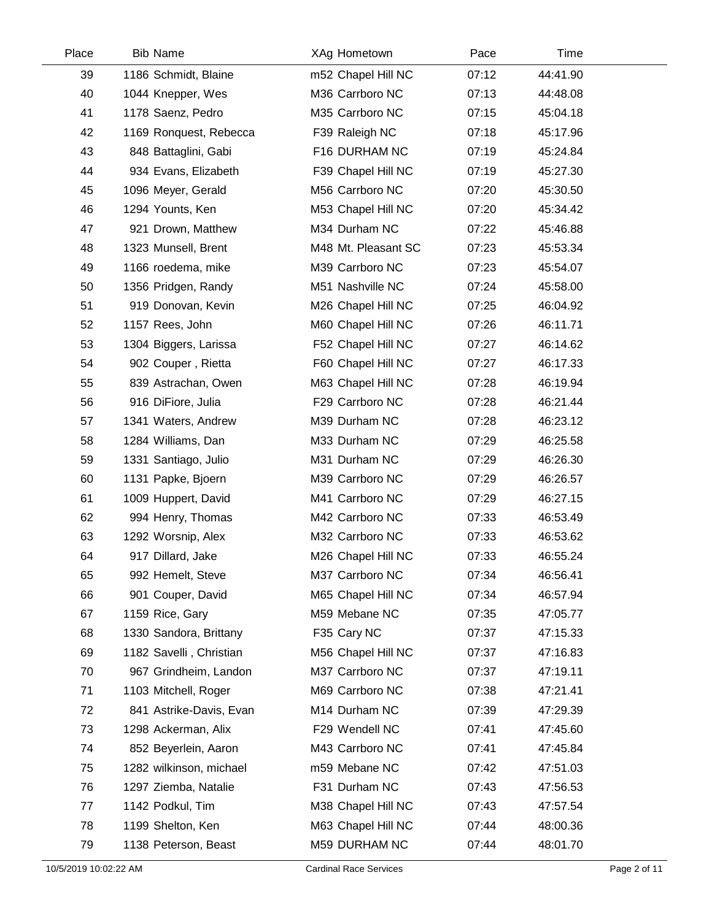| Place | Bib | Name | XAg | Hometown | Pace | Time |
|---|---|---|---|---|---|---|
| 39 | 1186 | Schmidt, Blaine | m52 | Chapel Hill NC | 07:12 | 44:41.90 |
| 40 | 1044 | Knepper, Wes | M36 | Carrboro NC | 07:13 | 44:48.08 |
| 41 | 1178 | Saenz, Pedro | M35 | Carrboro NC | 07:15 | 45:04.18 |
| 42 | 1169 | Ronquest, Rebecca | F39 | Raleigh NC | 07:18 | 45:17.96 |
| 43 | 848 | Battaglini, Gabi | F16 | DURHAM NC | 07:19 | 45:24.84 |
| 44 | 934 | Evans, Elizabeth | F39 | Chapel Hill NC | 07:19 | 45:27.30 |
| 45 | 1096 | Meyer, Gerald | M56 | Carrboro NC | 07:20 | 45:30.50 |
| 46 | 1294 | Younts, Ken | M53 | Chapel Hill NC | 07:20 | 45:34.42 |
| 47 | 921 | Drown, Matthew | M34 | Durham NC | 07:22 | 45:46.88 |
| 48 | 1323 | Munsell, Brent | M48 | Mt. Pleasant SC | 07:23 | 45:53.34 |
| 49 | 1166 | roedema, mike | M39 | Carrboro NC | 07:23 | 45:54.07 |
| 50 | 1356 | Pridgen, Randy | M51 | Nashville NC | 07:24 | 45:58.00 |
| 51 | 919 | Donovan, Kevin | M26 | Chapel Hill NC | 07:25 | 46:04.92 |
| 52 | 1157 | Rees, John | M60 | Chapel Hill NC | 07:26 | 46:11.71 |
| 53 | 1304 | Biggers, Larissa | F52 | Chapel Hill NC | 07:27 | 46:14.62 |
| 54 | 902 | Couper , Rietta | F60 | Chapel Hill NC | 07:27 | 46:17.33 |
| 55 | 839 | Astrachan, Owen | M63 | Chapel Hill NC | 07:28 | 46:19.94 |
| 56 | 916 | DiFiore, Julia | F29 | Carrboro NC | 07:28 | 46:21.44 |
| 57 | 1341 | Waters, Andrew | M39 | Durham NC | 07:28 | 46:23.12 |
| 58 | 1284 | Williams, Dan | M33 | Durham NC | 07:29 | 46:25.58 |
| 59 | 1331 | Santiago, Julio | M31 | Durham NC | 07:29 | 46:26.30 |
| 60 | 1131 | Papke, Bjoern | M39 | Carrboro NC | 07:29 | 46:26.57 |
| 61 | 1009 | Huppert, David | M41 | Carrboro NC | 07:29 | 46:27.15 |
| 62 | 994 | Henry, Thomas | M42 | Carrboro NC | 07:33 | 46:53.49 |
| 63 | 1292 | Worsnip, Alex | M32 | Carrboro NC | 07:33 | 46:53.62 |
| 64 | 917 | Dillard, Jake | M26 | Chapel Hill NC | 07:33 | 46:55.24 |
| 65 | 992 | Hemelt, Steve | M37 | Carrboro NC | 07:34 | 46:56.41 |
| 66 | 901 | Couper, David | M65 | Chapel Hill NC | 07:34 | 46:57.94 |
| 67 | 1159 | Rice, Gary | M59 | Mebane NC | 07:35 | 47:05.77 |
| 68 | 1330 | Sandora, Brittany | F35 | Cary NC | 07:37 | 47:15.33 |
| 69 | 1182 | Savelli , Christian | M56 | Chapel Hill NC | 07:37 | 47:16.83 |
| 70 | 967 | Grindheim, Landon | M37 | Carrboro NC | 07:37 | 47:19.11 |
| 71 | 1103 | Mitchell, Roger | M69 | Carrboro NC | 07:38 | 47:21.41 |
| 72 | 841 | Astrike-Davis, Evan | M14 | Durham NC | 07:39 | 47:29.39 |
| 73 | 1298 | Ackerman, Alix | F29 | Wendell NC | 07:41 | 47:45.60 |
| 74 | 852 | Beyerlein, Aaron | M43 | Carrboro NC | 07:41 | 47:45.84 |
| 75 | 1282 | wilkinson, michael | m59 | Mebane NC | 07:42 | 47:51.03 |
| 76 | 1297 | Ziemba, Natalie | F31 | Durham NC | 07:43 | 47:56.53 |
| 77 | 1142 | Podkul, Tim | M38 | Chapel Hill NC | 07:43 | 47:57.54 |
| 78 | 1199 | Shelton, Ken | M63 | Chapel Hill NC | 07:44 | 48:00.36 |
| 79 | 1138 | Peterson, Beast | M59 | DURHAM NC | 07:44 | 48:01.70 |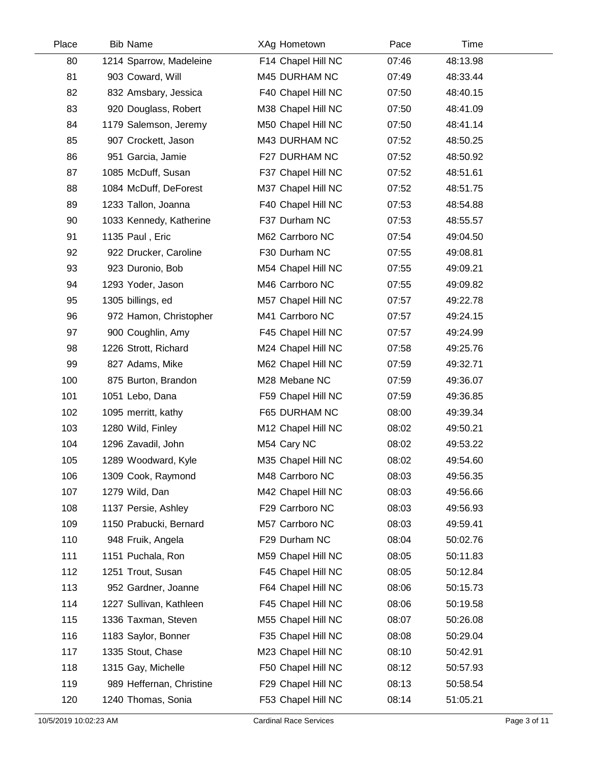| Place | Bib | Name | XAg | Hometown | Pace | Time |
|---|---|---|---|---|---|---|
| 80 | 1214 | Sparrow, Madeleine | F14 | Chapel Hill NC | 07:46 | 48:13.98 |
| 81 | 903 | Coward, Will | M45 | DURHAM NC | 07:49 | 48:33.44 |
| 82 | 832 | Amsbary, Jessica | F40 | Chapel Hill NC | 07:50 | 48:40.15 |
| 83 | 920 | Douglass, Robert | M38 | Chapel Hill NC | 07:50 | 48:41.09 |
| 84 | 1179 | Salemson, Jeremy | M50 | Chapel Hill NC | 07:50 | 48:41.14 |
| 85 | 907 | Crockett, Jason | M43 | DURHAM NC | 07:52 | 48:50.25 |
| 86 | 951 | Garcia, Jamie | F27 | DURHAM NC | 07:52 | 48:50.92 |
| 87 | 1085 | McDuff, Susan | F37 | Chapel Hill NC | 07:52 | 48:51.61 |
| 88 | 1084 | McDuff, DeForest | M37 | Chapel Hill NC | 07:52 | 48:51.75 |
| 89 | 1233 | Tallon, Joanna | F40 | Chapel Hill NC | 07:53 | 48:54.88 |
| 90 | 1033 | Kennedy, Katherine | F37 | Durham NC | 07:53 | 48:55.57 |
| 91 | 1135 | Paul , Eric | M62 | Carrboro NC | 07:54 | 49:04.50 |
| 92 | 922 | Drucker, Caroline | F30 | Durham NC | 07:55 | 49:08.81 |
| 93 | 923 | Duronio, Bob | M54 | Chapel Hill NC | 07:55 | 49:09.21 |
| 94 | 1293 | Yoder, Jason | M46 | Carrboro NC | 07:55 | 49:09.82 |
| 95 | 1305 | billings, ed | M57 | Chapel Hill NC | 07:57 | 49:22.78 |
| 96 | 972 | Hamon, Christopher | M41 | Carrboro NC | 07:57 | 49:24.15 |
| 97 | 900 | Coughlin, Amy | F45 | Chapel Hill NC | 07:57 | 49:24.99 |
| 98 | 1226 | Strott, Richard | M24 | Chapel Hill NC | 07:58 | 49:25.76 |
| 99 | 827 | Adams, Mike | M62 | Chapel Hill NC | 07:59 | 49:32.71 |
| 100 | 875 | Burton, Brandon | M28 | Mebane NC | 07:59 | 49:36.07 |
| 101 | 1051 | Lebo, Dana | F59 | Chapel Hill NC | 07:59 | 49:36.85 |
| 102 | 1095 | merritt, kathy | F65 | DURHAM NC | 08:00 | 49:39.34 |
| 103 | 1280 | Wild, Finley | M12 | Chapel Hill NC | 08:02 | 49:50.21 |
| 104 | 1296 | Zavadil, John | M54 | Cary NC | 08:02 | 49:53.22 |
| 105 | 1289 | Woodward, Kyle | M35 | Chapel Hill NC | 08:02 | 49:54.60 |
| 106 | 1309 | Cook, Raymond | M48 | Carrboro NC | 08:03 | 49:56.35 |
| 107 | 1279 | Wild, Dan | M42 | Chapel Hill NC | 08:03 | 49:56.66 |
| 108 | 1137 | Persie, Ashley | F29 | Carrboro NC | 08:03 | 49:56.93 |
| 109 | 1150 | Prabucki, Bernard | M57 | Carrboro NC | 08:03 | 49:59.41 |
| 110 | 948 | Fruik, Angela | F29 | Durham NC | 08:04 | 50:02.76 |
| 111 | 1151 | Puchala, Ron | M59 | Chapel Hill NC | 08:05 | 50:11.83 |
| 112 | 1251 | Trout, Susan | F45 | Chapel Hill NC | 08:05 | 50:12.84 |
| 113 | 952 | Gardner, Joanne | F64 | Chapel Hill NC | 08:06 | 50:15.73 |
| 114 | 1227 | Sullivan, Kathleen | F45 | Chapel Hill NC | 08:06 | 50:19.58 |
| 115 | 1336 | Taxman, Steven | M55 | Chapel Hill NC | 08:07 | 50:26.08 |
| 116 | 1183 | Saylor, Bonner | F35 | Chapel Hill NC | 08:08 | 50:29.04 |
| 117 | 1335 | Stout, Chase | M23 | Chapel Hill NC | 08:10 | 50:42.91 |
| 118 | 1315 | Gay, Michelle | F50 | Chapel Hill NC | 08:12 | 50:57.93 |
| 119 | 989 | Heffernan, Christine | F29 | Chapel Hill NC | 08:13 | 50:58.54 |
| 120 | 1240 | Thomas, Sonia | F53 | Chapel Hill NC | 08:14 | 51:05.21 |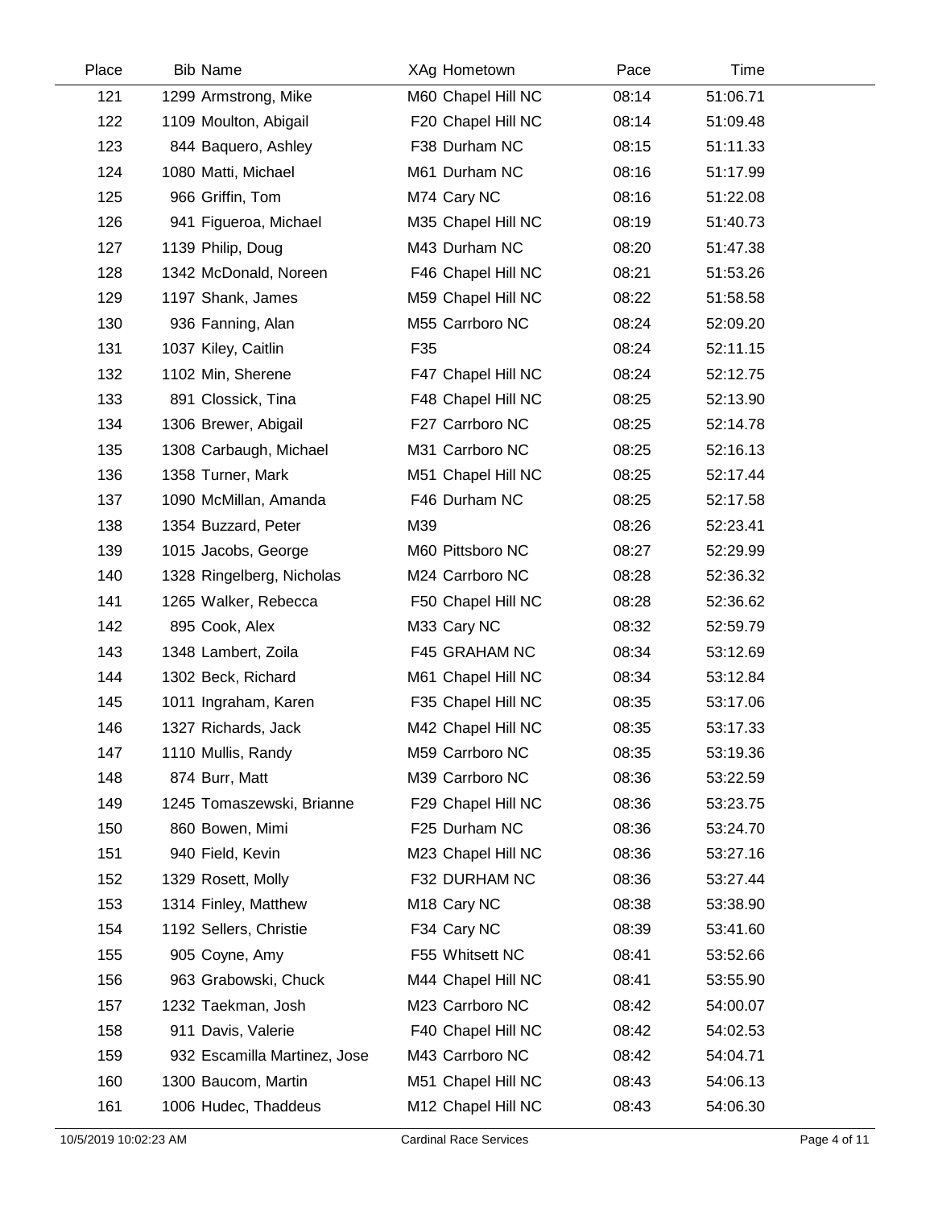| Place | Bib | Name | XAg | Hometown | Pace | Time |
|---|---|---|---|---|---|---|
| 121 | 1299 | Armstrong, Mike | M60 | Chapel Hill NC | 08:14 | 51:06.71 |
| 122 | 1109 | Moulton, Abigail | F20 | Chapel Hill NC | 08:14 | 51:09.48 |
| 123 | 844 | Baquero, Ashley | F38 | Durham NC | 08:15 | 51:11.33 |
| 124 | 1080 | Matti, Michael | M61 | Durham NC | 08:16 | 51:17.99 |
| 125 | 966 | Griffin, Tom | M74 | Cary NC | 08:16 | 51:22.08 |
| 126 | 941 | Figueroa, Michael | M35 | Chapel Hill NC | 08:19 | 51:40.73 |
| 127 | 1139 | Philip, Doug | M43 | Durham NC | 08:20 | 51:47.38 |
| 128 | 1342 | McDonald, Noreen | F46 | Chapel Hill NC | 08:21 | 51:53.26 |
| 129 | 1197 | Shank, James | M59 | Chapel Hill NC | 08:22 | 51:58.58 |
| 130 | 936 | Fanning, Alan | M55 | Carrboro NC | 08:24 | 52:09.20 |
| 131 | 1037 | Kiley, Caitlin | F35 | | 08:24 | 52:11.15 |
| 132 | 1102 | Min, Sherene | F47 | Chapel Hill NC | 08:24 | 52:12.75 |
| 133 | 891 | Clossick, Tina | F48 | Chapel Hill NC | 08:25 | 52:13.90 |
| 134 | 1306 | Brewer, Abigail | F27 | Carrboro NC | 08:25 | 52:14.78 |
| 135 | 1308 | Carbaugh, Michael | M31 | Carrboro NC | 08:25 | 52:16.13 |
| 136 | 1358 | Turner, Mark | M51 | Chapel Hill NC | 08:25 | 52:17.44 |
| 137 | 1090 | McMillan, Amanda | F46 | Durham NC | 08:25 | 52:17.58 |
| 138 | 1354 | Buzzard, Peter | M39 | | 08:26 | 52:23.41 |
| 139 | 1015 | Jacobs, George | M60 | Pittsboro NC | 08:27 | 52:29.99 |
| 140 | 1328 | Ringelberg, Nicholas | M24 | Carrboro NC | 08:28 | 52:36.32 |
| 141 | 1265 | Walker, Rebecca | F50 | Chapel Hill NC | 08:28 | 52:36.62 |
| 142 | 895 | Cook, Alex | M33 | Cary NC | 08:32 | 52:59.79 |
| 143 | 1348 | Lambert, Zoila | F45 | GRAHAM NC | 08:34 | 53:12.69 |
| 144 | 1302 | Beck, Richard | M61 | Chapel Hill NC | 08:34 | 53:12.84 |
| 145 | 1011 | Ingraham, Karen | F35 | Chapel Hill NC | 08:35 | 53:17.06 |
| 146 | 1327 | Richards, Jack | M42 | Chapel Hill NC | 08:35 | 53:17.33 |
| 147 | 1110 | Mullis, Randy | M59 | Carrboro NC | 08:35 | 53:19.36 |
| 148 | 874 | Burr, Matt | M39 | Carrboro NC | 08:36 | 53:22.59 |
| 149 | 1245 | Tomaszewski, Brianne | F29 | Chapel Hill NC | 08:36 | 53:23.75 |
| 150 | 860 | Bowen, Mimi | F25 | Durham NC | 08:36 | 53:24.70 |
| 151 | 940 | Field, Kevin | M23 | Chapel Hill NC | 08:36 | 53:27.16 |
| 152 | 1329 | Rosett, Molly | F32 | DURHAM NC | 08:36 | 53:27.44 |
| 153 | 1314 | Finley, Matthew | M18 | Cary NC | 08:38 | 53:38.90 |
| 154 | 1192 | Sellers, Christie | F34 | Cary NC | 08:39 | 53:41.60 |
| 155 | 905 | Coyne, Amy | F55 | Whitsett NC | 08:41 | 53:52.66 |
| 156 | 963 | Grabowski, Chuck | M44 | Chapel Hill NC | 08:41 | 53:55.90 |
| 157 | 1232 | Taekman, Josh | M23 | Carrboro NC | 08:42 | 54:00.07 |
| 158 | 911 | Davis, Valerie | F40 | Chapel Hill NC | 08:42 | 54:02.53 |
| 159 | 932 | Escamilla Martinez, Jose | M43 | Carrboro NC | 08:42 | 54:04.71 |
| 160 | 1300 | Baucom, Martin | M51 | Chapel Hill NC | 08:43 | 54:06.13 |
| 161 | 1006 | Hudec, Thaddeus | M12 | Chapel Hill NC | 08:43 | 54:06.30 |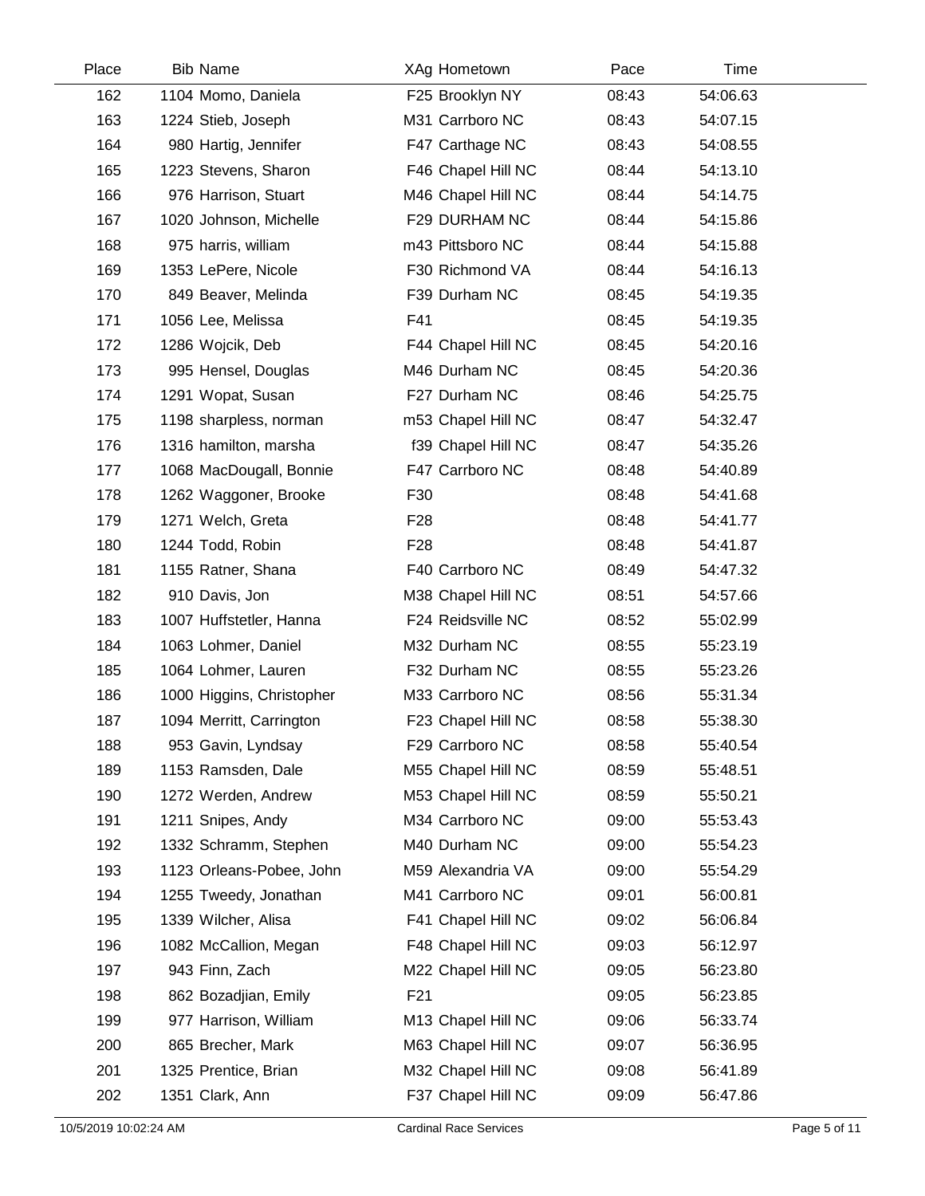| Place | Bib | Name | XAg | Hometown | Pace | Time |
|---|---|---|---|---|---|---|
| 162 | 1104 | Momo, Daniela | F25 | Brooklyn NY | 08:43 | 54:06.63 |
| 163 | 1224 | Stieb, Joseph | M31 | Carrboro NC | 08:43 | 54:07.15 |
| 164 | 980 | Hartig, Jennifer | F47 | Carthage NC | 08:43 | 54:08.55 |
| 165 | 1223 | Stevens, Sharon | F46 | Chapel Hill NC | 08:44 | 54:13.10 |
| 166 | 976 | Harrison, Stuart | M46 | Chapel Hill NC | 08:44 | 54:14.75 |
| 167 | 1020 | Johnson, Michelle | F29 | DURHAM NC | 08:44 | 54:15.86 |
| 168 | 975 | harris, william | m43 | Pittsboro NC | 08:44 | 54:15.88 |
| 169 | 1353 | LePere, Nicole | F30 | Richmond VA | 08:44 | 54:16.13 |
| 170 | 849 | Beaver, Melinda | F39 | Durham NC | 08:45 | 54:19.35 |
| 171 | 1056 | Lee, Melissa | F41 | | 08:45 | 54:19.35 |
| 172 | 1286 | Wojcik, Deb | F44 | Chapel Hill NC | 08:45 | 54:20.16 |
| 173 | 995 | Hensel, Douglas | M46 | Durham NC | 08:45 | 54:20.36 |
| 174 | 1291 | Wopat, Susan | F27 | Durham NC | 08:46 | 54:25.75 |
| 175 | 1198 | sharpless, norman | m53 | Chapel Hill NC | 08:47 | 54:32.47 |
| 176 | 1316 | hamilton, marsha | f39 | Chapel Hill NC | 08:47 | 54:35.26 |
| 177 | 1068 | MacDougall, Bonnie | F47 | Carrboro NC | 08:48 | 54:40.89 |
| 178 | 1262 | Waggoner, Brooke | F30 | | 08:48 | 54:41.68 |
| 179 | 1271 | Welch, Greta | F28 | | 08:48 | 54:41.77 |
| 180 | 1244 | Todd, Robin | F28 | | 08:48 | 54:41.87 |
| 181 | 1155 | Ratner, Shana | F40 | Carrboro NC | 08:49 | 54:47.32 |
| 182 | 910 | Davis, Jon | M38 | Chapel Hill NC | 08:51 | 54:57.66 |
| 183 | 1007 | Huffstetler, Hanna | F24 | Reidsville NC | 08:52 | 55:02.99 |
| 184 | 1063 | Lohmer, Daniel | M32 | Durham NC | 08:55 | 55:23.19 |
| 185 | 1064 | Lohmer, Lauren | F32 | Durham NC | 08:55 | 55:23.26 |
| 186 | 1000 | Higgins, Christopher | M33 | Carrboro NC | 08:56 | 55:31.34 |
| 187 | 1094 | Merritt, Carrington | F23 | Chapel Hill NC | 08:58 | 55:38.30 |
| 188 | 953 | Gavin, Lyndsay | F29 | Carrboro NC | 08:58 | 55:40.54 |
| 189 | 1153 | Ramsden, Dale | M55 | Chapel Hill NC | 08:59 | 55:48.51 |
| 190 | 1272 | Werden, Andrew | M53 | Chapel Hill NC | 08:59 | 55:50.21 |
| 191 | 1211 | Snipes, Andy | M34 | Carrboro NC | 09:00 | 55:53.43 |
| 192 | 1332 | Schramm, Stephen | M40 | Durham NC | 09:00 | 55:54.23 |
| 193 | 1123 | Orleans-Pobee, John | M59 | Alexandria VA | 09:00 | 55:54.29 |
| 194 | 1255 | Tweedy, Jonathan | M41 | Carrboro NC | 09:01 | 56:00.81 |
| 195 | 1339 | Wilcher, Alisa | F41 | Chapel Hill NC | 09:02 | 56:06.84 |
| 196 | 1082 | McCallion, Megan | F48 | Chapel Hill NC | 09:03 | 56:12.97 |
| 197 | 943 | Finn, Zach | M22 | Chapel Hill NC | 09:05 | 56:23.80 |
| 198 | 862 | Bozadjian, Emily | F21 | | 09:05 | 56:23.85 |
| 199 | 977 | Harrison, William | M13 | Chapel Hill NC | 09:06 | 56:33.74 |
| 200 | 865 | Brecher, Mark | M63 | Chapel Hill NC | 09:07 | 56:36.95 |
| 201 | 1325 | Prentice, Brian | M32 | Chapel Hill NC | 09:08 | 56:41.89 |
| 202 | 1351 | Clark, Ann | F37 | Chapel Hill NC | 09:09 | 56:47.86 |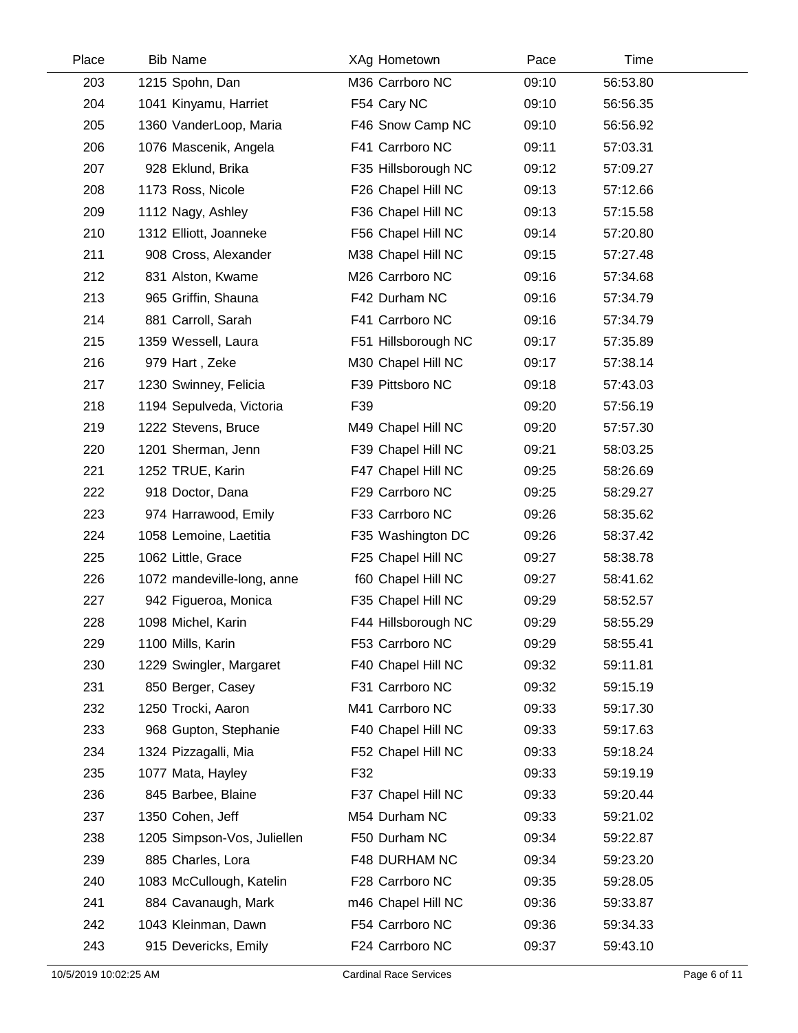| Place | Bib | Name | XAg | Hometown | Pace | Time |
|---|---|---|---|---|---|---|
| 203 | 1215 | Spohn, Dan | M36 | Carrboro NC | 09:10 | 56:53.80 |
| 204 | 1041 | Kinyamu, Harriet | F54 | Cary NC | 09:10 | 56:56.35 |
| 205 | 1360 | VanderLoop, Maria | F46 | Snow Camp NC | 09:10 | 56:56.92 |
| 206 | 1076 | Mascenik, Angela | F41 | Carrboro NC | 09:11 | 57:03.31 |
| 207 | 928 | Eklund, Brika | F35 | Hillsborough NC | 09:12 | 57:09.27 |
| 208 | 1173 | Ross, Nicole | F26 | Chapel Hill NC | 09:13 | 57:12.66 |
| 209 | 1112 | Nagy, Ashley | F36 | Chapel Hill NC | 09:13 | 57:15.58 |
| 210 | 1312 | Elliott, Joanneke | F56 | Chapel Hill NC | 09:14 | 57:20.80 |
| 211 | 908 | Cross, Alexander | M38 | Chapel Hill NC | 09:15 | 57:27.48 |
| 212 | 831 | Alston, Kwame | M26 | Carrboro NC | 09:16 | 57:34.68 |
| 213 | 965 | Griffin, Shauna | F42 | Durham NC | 09:16 | 57:34.79 |
| 214 | 881 | Carroll, Sarah | F41 | Carrboro NC | 09:16 | 57:34.79 |
| 215 | 1359 | Wessell, Laura | F51 | Hillsborough NC | 09:17 | 57:35.89 |
| 216 | 979 | Hart , Zeke | M30 | Chapel Hill NC | 09:17 | 57:38.14 |
| 217 | 1230 | Swinney, Felicia | F39 | Pittsboro NC | 09:18 | 57:43.03 |
| 218 | 1194 | Sepulveda, Victoria | F39 | | 09:20 | 57:56.19 |
| 219 | 1222 | Stevens, Bruce | M49 | Chapel Hill NC | 09:20 | 57:57.30 |
| 220 | 1201 | Sherman, Jenn | F39 | Chapel Hill NC | 09:21 | 58:03.25 |
| 221 | 1252 | TRUE, Karin | F47 | Chapel Hill NC | 09:25 | 58:26.69 |
| 222 | 918 | Doctor, Dana | F29 | Carrboro NC | 09:25 | 58:29.27 |
| 223 | 974 | Harrawood, Emily | F33 | Carrboro NC | 09:26 | 58:35.62 |
| 224 | 1058 | Lemoine, Laetitia | F35 | Washington DC | 09:26 | 58:37.42 |
| 225 | 1062 | Little, Grace | F25 | Chapel Hill NC | 09:27 | 58:38.78 |
| 226 | 1072 | mandeville-long, anne | f60 | Chapel Hill NC | 09:27 | 58:41.62 |
| 227 | 942 | Figueroa, Monica | F35 | Chapel Hill NC | 09:29 | 58:52.57 |
| 228 | 1098 | Michel, Karin | F44 | Hillsborough NC | 09:29 | 58:55.29 |
| 229 | 1100 | Mills, Karin | F53 | Carrboro NC | 09:29 | 58:55.41 |
| 230 | 1229 | Swingler, Margaret | F40 | Chapel Hill NC | 09:32 | 59:11.81 |
| 231 | 850 | Berger, Casey | F31 | Carrboro NC | 09:32 | 59:15.19 |
| 232 | 1250 | Trocki, Aaron | M41 | Carrboro NC | 09:33 | 59:17.30 |
| 233 | 968 | Gupton, Stephanie | F40 | Chapel Hill NC | 09:33 | 59:17.63 |
| 234 | 1324 | Pizzagalli, Mia | F52 | Chapel Hill NC | 09:33 | 59:18.24 |
| 235 | 1077 | Mata, Hayley | F32 | | 09:33 | 59:19.19 |
| 236 | 845 | Barbee, Blaine | F37 | Chapel Hill NC | 09:33 | 59:20.44 |
| 237 | 1350 | Cohen, Jeff | M54 | Durham NC | 09:33 | 59:21.02 |
| 238 | 1205 | Simpson-Vos, Juliellen | F50 | Durham NC | 09:34 | 59:22.87 |
| 239 | 885 | Charles, Lora | F48 | DURHAM NC | 09:34 | 59:23.20 |
| 240 | 1083 | McCullough, Katelin | F28 | Carrboro NC | 09:35 | 59:28.05 |
| 241 | 884 | Cavanaugh, Mark | m46 | Chapel Hill NC | 09:36 | 59:33.87 |
| 242 | 1043 | Kleinman, Dawn | F54 | Carrboro NC | 09:36 | 59:34.33 |
| 243 | 915 | Devericks, Emily | F24 | Carrboro NC | 09:37 | 59:43.10 |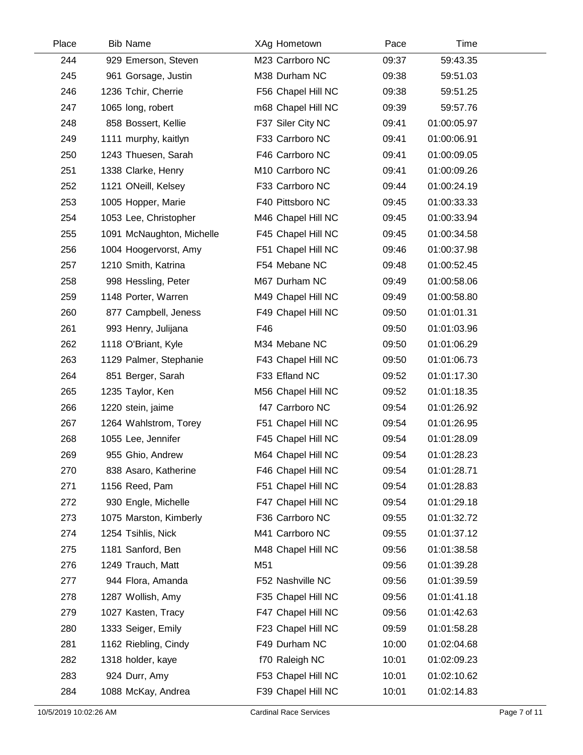| Place | Bib | Name | XAg | Hometown | Pace | Time |
|---|---|---|---|---|---|---|
| 244 | 929 | Emerson, Steven | M23 | Carrboro NC | 09:37 | 59:43.35 |
| 245 | 961 | Gorsage, Justin | M38 | Durham NC | 09:38 | 59:51.03 |
| 246 | 1236 | Tchir, Cherrie | F56 | Chapel Hill NC | 09:38 | 59:51.25 |
| 247 | 1065 | long, robert | m68 | Chapel Hill NC | 09:39 | 59:57.76 |
| 248 | 858 | Bossert, Kellie | F37 | Siler City NC | 09:41 | 01:00:05.97 |
| 249 | 1111 | murphy, kaitlyn | F33 | Carrboro NC | 09:41 | 01:00:06.91 |
| 250 | 1243 | Thuesen, Sarah | F46 | Carrboro NC | 09:41 | 01:00:09.05 |
| 251 | 1338 | Clarke, Henry | M10 | Carrboro NC | 09:41 | 01:00:09.26 |
| 252 | 1121 | ONeill, Kelsey | F33 | Carrboro NC | 09:44 | 01:00:24.19 |
| 253 | 1005 | Hopper, Marie | F40 | Pittsboro NC | 09:45 | 01:00:33.33 |
| 254 | 1053 | Lee, Christopher | M46 | Chapel Hill NC | 09:45 | 01:00:33.94 |
| 255 | 1091 | McNaughton, Michelle | F45 | Chapel Hill NC | 09:45 | 01:00:34.58 |
| 256 | 1004 | Hoogervorst, Amy | F51 | Chapel Hill NC | 09:46 | 01:00:37.98 |
| 257 | 1210 | Smith, Katrina | F54 | Mebane NC | 09:48 | 01:00:52.45 |
| 258 | 998 | Hessling, Peter | M67 | Durham NC | 09:49 | 01:00:58.06 |
| 259 | 1148 | Porter, Warren | M49 | Chapel Hill NC | 09:49 | 01:00:58.80 |
| 260 | 877 | Campbell, Jeness | F49 | Chapel Hill NC | 09:50 | 01:01:01.31 |
| 261 | 993 | Henry, Julijana | F46 | | 09:50 | 01:01:03.96 |
| 262 | 1118 | O'Briant, Kyle | M34 | Mebane NC | 09:50 | 01:01:06.29 |
| 263 | 1129 | Palmer, Stephanie | F43 | Chapel Hill NC | 09:50 | 01:01:06.73 |
| 264 | 851 | Berger, Sarah | F33 | Efland NC | 09:52 | 01:01:17.30 |
| 265 | 1235 | Taylor, Ken | M56 | Chapel Hill NC | 09:52 | 01:01:18.35 |
| 266 | 1220 | stein, jaime | f47 | Carrboro NC | 09:54 | 01:01:26.92 |
| 267 | 1264 | Wahlstrom, Torey | F51 | Chapel Hill NC | 09:54 | 01:01:26.95 |
| 268 | 1055 | Lee, Jennifer | F45 | Chapel Hill NC | 09:54 | 01:01:28.09 |
| 269 | 955 | Ghio, Andrew | M64 | Chapel Hill NC | 09:54 | 01:01:28.23 |
| 270 | 838 | Asaro, Katherine | F46 | Chapel Hill NC | 09:54 | 01:01:28.71 |
| 271 | 1156 | Reed, Pam | F51 | Chapel Hill NC | 09:54 | 01:01:28.83 |
| 272 | 930 | Engle, Michelle | F47 | Chapel Hill NC | 09:54 | 01:01:29.18 |
| 273 | 1075 | Marston, Kimberly | F36 | Carrboro NC | 09:55 | 01:01:32.72 |
| 274 | 1254 | Tsihlis, Nick | M41 | Carrboro NC | 09:55 | 01:01:37.12 |
| 275 | 1181 | Sanford, Ben | M48 | Chapel Hill NC | 09:56 | 01:01:38.58 |
| 276 | 1249 | Trauch, Matt | M51 | | 09:56 | 01:01:39.28 |
| 277 | 944 | Flora, Amanda | F52 | Nashville NC | 09:56 | 01:01:39.59 |
| 278 | 1287 | Wollish, Amy | F35 | Chapel Hill NC | 09:56 | 01:01:41.18 |
| 279 | 1027 | Kasten, Tracy | F47 | Chapel Hill NC | 09:56 | 01:01:42.63 |
| 280 | 1333 | Seiger, Emily | F23 | Chapel Hill NC | 09:59 | 01:01:58.28 |
| 281 | 1162 | Riebling, Cindy | F49 | Durham NC | 10:00 | 01:02:04.68 |
| 282 | 1318 | holder, kaye | f70 | Raleigh NC | 10:01 | 01:02:09.23 |
| 283 | 924 | Durr, Amy | F53 | Chapel Hill NC | 10:01 | 01:02:10.62 |
| 284 | 1088 | McKay, Andrea | F39 | Chapel Hill NC | 10:01 | 01:02:14.83 |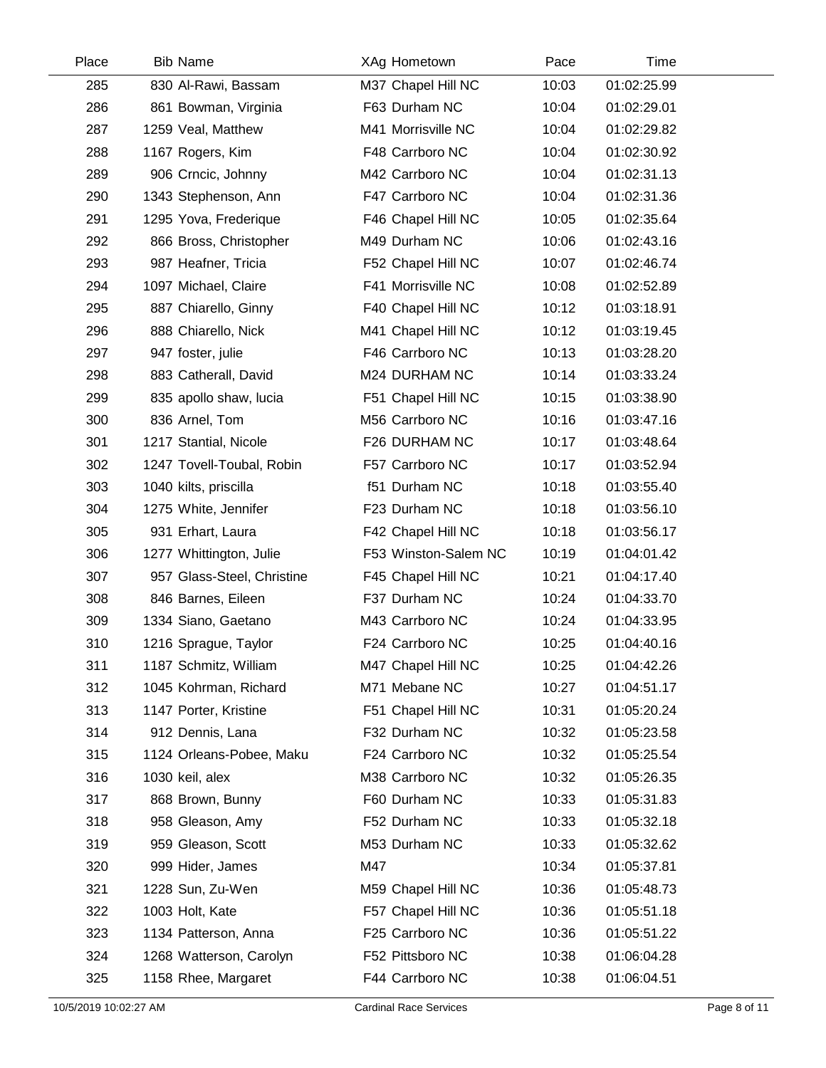| Place | Bib | Name | XAg | Hometown | Pace | Time |
|---|---|---|---|---|---|---|
| 285 | 830 | Al-Rawi, Bassam | M37 | Chapel Hill NC | 10:03 | 01:02:25.99 |
| 286 | 861 | Bowman, Virginia | F63 | Durham NC | 10:04 | 01:02:29.01 |
| 287 | 1259 | Veal, Matthew | M41 | Morrisville NC | 10:04 | 01:02:29.82 |
| 288 | 1167 | Rogers, Kim | F48 | Carrboro NC | 10:04 | 01:02:30.92 |
| 289 | 906 | Crncic, Johnny | M42 | Carrboro NC | 10:04 | 01:02:31.13 |
| 290 | 1343 | Stephenson, Ann | F47 | Carrboro NC | 10:04 | 01:02:31.36 |
| 291 | 1295 | Yova, Frederique | F46 | Chapel Hill NC | 10:05 | 01:02:35.64 |
| 292 | 866 | Bross, Christopher | M49 | Durham NC | 10:06 | 01:02:43.16 |
| 293 | 987 | Heafner, Tricia | F52 | Chapel Hill NC | 10:07 | 01:02:46.74 |
| 294 | 1097 | Michael, Claire | F41 | Morrisville NC | 10:08 | 01:02:52.89 |
| 295 | 887 | Chiarello, Ginny | F40 | Chapel Hill NC | 10:12 | 01:03:18.91 |
| 296 | 888 | Chiarello, Nick | M41 | Chapel Hill NC | 10:12 | 01:03:19.45 |
| 297 | 947 | foster, julie | F46 | Carrboro NC | 10:13 | 01:03:28.20 |
| 298 | 883 | Catherall, David | M24 | DURHAM NC | 10:14 | 01:03:33.24 |
| 299 | 835 | apollo shaw, lucia | F51 | Chapel Hill NC | 10:15 | 01:03:38.90 |
| 300 | 836 | Arnel, Tom | M56 | Carrboro NC | 10:16 | 01:03:47.16 |
| 301 | 1217 | Stantial, Nicole | F26 | DURHAM NC | 10:17 | 01:03:48.64 |
| 302 | 1247 | Tovell-Toubal, Robin | F57 | Carrboro NC | 10:17 | 01:03:52.94 |
| 303 | 1040 | kilts, priscilla | f51 | Durham NC | 10:18 | 01:03:55.40 |
| 304 | 1275 | White, Jennifer | F23 | Durham NC | 10:18 | 01:03:56.10 |
| 305 | 931 | Erhart, Laura | F42 | Chapel Hill NC | 10:18 | 01:03:56.17 |
| 306 | 1277 | Whittington, Julie | F53 | Winston-Salem NC | 10:19 | 01:04:01.42 |
| 307 | 957 | Glass-Steel, Christine | F45 | Chapel Hill NC | 10:21 | 01:04:17.40 |
| 308 | 846 | Barnes, Eileen | F37 | Durham NC | 10:24 | 01:04:33.70 |
| 309 | 1334 | Siano, Gaetano | M43 | Carrboro NC | 10:24 | 01:04:33.95 |
| 310 | 1216 | Sprague, Taylor | F24 | Carrboro NC | 10:25 | 01:04:40.16 |
| 311 | 1187 | Schmitz, William | M47 | Chapel Hill NC | 10:25 | 01:04:42.26 |
| 312 | 1045 | Kohrman, Richard | M71 | Mebane NC | 10:27 | 01:04:51.17 |
| 313 | 1147 | Porter, Kristine | F51 | Chapel Hill NC | 10:31 | 01:05:20.24 |
| 314 | 912 | Dennis, Lana | F32 | Durham NC | 10:32 | 01:05:23.58 |
| 315 | 1124 | Orleans-Pobee, Maku | F24 | Carrboro NC | 10:32 | 01:05:25.54 |
| 316 | 1030 | keil, alex | M38 | Carrboro NC | 10:32 | 01:05:26.35 |
| 317 | 868 | Brown, Bunny | F60 | Durham NC | 10:33 | 01:05:31.83 |
| 318 | 958 | Gleason, Amy | F52 | Durham NC | 10:33 | 01:05:32.18 |
| 319 | 959 | Gleason, Scott | M53 | Durham NC | 10:33 | 01:05:32.62 |
| 320 | 999 | Hider, James | M47 | | 10:34 | 01:05:37.81 |
| 321 | 1228 | Sun, Zu-Wen | M59 | Chapel Hill NC | 10:36 | 01:05:48.73 |
| 322 | 1003 | Holt, Kate | F57 | Chapel Hill NC | 10:36 | 01:05:51.18 |
| 323 | 1134 | Patterson, Anna | F25 | Carrboro NC | 10:36 | 01:05:51.22 |
| 324 | 1268 | Watterson, Carolyn | F52 | Pittsboro NC | 10:38 | 01:06:04.28 |
| 325 | 1158 | Rhee, Margaret | F44 | Carrboro NC | 10:38 | 01:06:04.51 |

10/5/2019 10:02:27 AM — Cardinal Race Services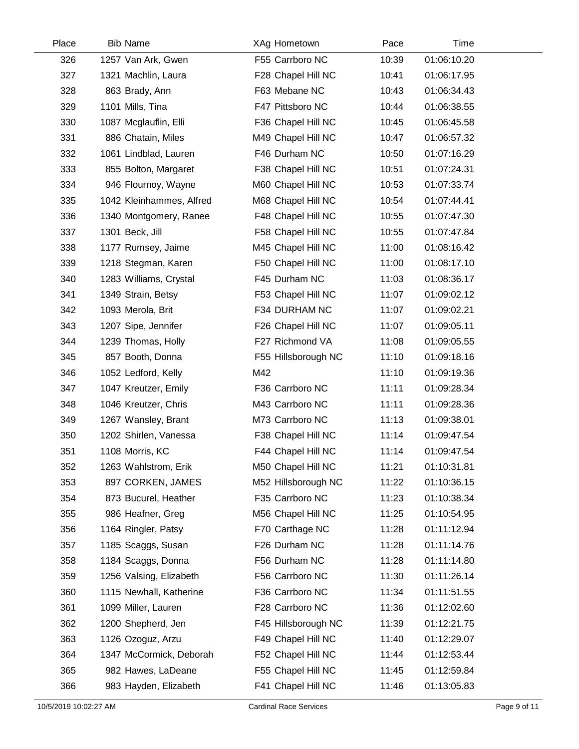| Place | Bib | Name | XAg | Hometown | Pace | Time |
|---|---|---|---|---|---|---|
| 326 | 1257 | Van Ark, Gwen | F55 | Carrboro NC | 10:39 | 01:06:10.20 |
| 327 | 1321 | Machlin, Laura | F28 | Chapel Hill NC | 10:41 | 01:06:17.95 |
| 328 | 863 | Brady, Ann | F63 | Mebane NC | 10:43 | 01:06:34.43 |
| 329 | 1101 | Mills, Tina | F47 | Pittsboro NC | 10:44 | 01:06:38.55 |
| 330 | 1087 | Mcglauflin, Elli | F36 | Chapel Hill NC | 10:45 | 01:06:45.58 |
| 331 | 886 | Chatain, Miles | M49 | Chapel Hill NC | 10:47 | 01:06:57.32 |
| 332 | 1061 | Lindblad, Lauren | F46 | Durham NC | 10:50 | 01:07:16.29 |
| 333 | 855 | Bolton, Margaret | F38 | Chapel Hill NC | 10:51 | 01:07:24.31 |
| 334 | 946 | Flournoy, Wayne | M60 | Chapel Hill NC | 10:53 | 01:07:33.74 |
| 335 | 1042 | Kleinhammes, Alfred | M68 | Chapel Hill NC | 10:54 | 01:07:44.41 |
| 336 | 1340 | Montgomery, Ranee | F48 | Chapel Hill NC | 10:55 | 01:07:47.30 |
| 337 | 1301 | Beck, Jill | F58 | Chapel Hill NC | 10:55 | 01:07:47.84 |
| 338 | 1177 | Rumsey, Jaime | M45 | Chapel Hill NC | 11:00 | 01:08:16.42 |
| 339 | 1218 | Stegman, Karen | F50 | Chapel Hill NC | 11:00 | 01:08:17.10 |
| 340 | 1283 | Williams, Crystal | F45 | Durham NC | 11:03 | 01:08:36.17 |
| 341 | 1349 | Strain, Betsy | F53 | Chapel Hill NC | 11:07 | 01:09:02.12 |
| 342 | 1093 | Merola, Brit | F34 | DURHAM NC | 11:07 | 01:09:02.21 |
| 343 | 1207 | Sipe, Jennifer | F26 | Chapel Hill NC | 11:07 | 01:09:05.11 |
| 344 | 1239 | Thomas, Holly | F27 | Richmond VA | 11:08 | 01:09:05.55 |
| 345 | 857 | Booth, Donna | F55 | Hillsborough NC | 11:10 | 01:09:18.16 |
| 346 | 1052 | Ledford, Kelly | M42 | | 11:10 | 01:09:19.36 |
| 347 | 1047 | Kreutzer, Emily | F36 | Carrboro NC | 11:11 | 01:09:28.34 |
| 348 | 1046 | Kreutzer, Chris | M43 | Carrboro NC | 11:11 | 01:09:28.36 |
| 349 | 1267 | Wansley, Brant | M73 | Carrboro NC | 11:13 | 01:09:38.01 |
| 350 | 1202 | Shirlen, Vanessa | F38 | Chapel Hill NC | 11:14 | 01:09:47.54 |
| 351 | 1108 | Morris, KC | F44 | Chapel Hill NC | 11:14 | 01:09:47.54 |
| 352 | 1263 | Wahlstrom, Erik | M50 | Chapel Hill NC | 11:21 | 01:10:31.81 |
| 353 | 897 | CORKEN, JAMES | M52 | Hillsborough NC | 11:22 | 01:10:36.15 |
| 354 | 873 | Bucurel, Heather | F35 | Carrboro NC | 11:23 | 01:10:38.34 |
| 355 | 986 | Heafner, Greg | M56 | Chapel Hill NC | 11:25 | 01:10:54.95 |
| 356 | 1164 | Ringler, Patsy | F70 | Carthage NC | 11:28 | 01:11:12.94 |
| 357 | 1185 | Scaggs, Susan | F26 | Durham NC | 11:28 | 01:11:14.76 |
| 358 | 1184 | Scaggs, Donna | F56 | Durham NC | 11:28 | 01:11:14.80 |
| 359 | 1256 | Valsing, Elizabeth | F56 | Carrboro NC | 11:30 | 01:11:26.14 |
| 360 | 1115 | Newhall, Katherine | F36 | Carrboro NC | 11:34 | 01:11:51.55 |
| 361 | 1099 | Miller, Lauren | F28 | Carrboro NC | 11:36 | 01:12:02.60 |
| 362 | 1200 | Shepherd, Jen | F45 | Hillsborough NC | 11:39 | 01:12:21.75 |
| 363 | 1126 | Ozoguz, Arzu | F49 | Chapel Hill NC | 11:40 | 01:12:29.07 |
| 364 | 1347 | McCormick, Deborah | F52 | Chapel Hill NC | 11:44 | 01:12:53.44 |
| 365 | 982 | Hawes, LaDeane | F55 | Chapel Hill NC | 11:45 | 01:12:59.84 |
| 366 | 983 | Hayden, Elizabeth | F41 | Chapel Hill NC | 11:46 | 01:13:05.83 |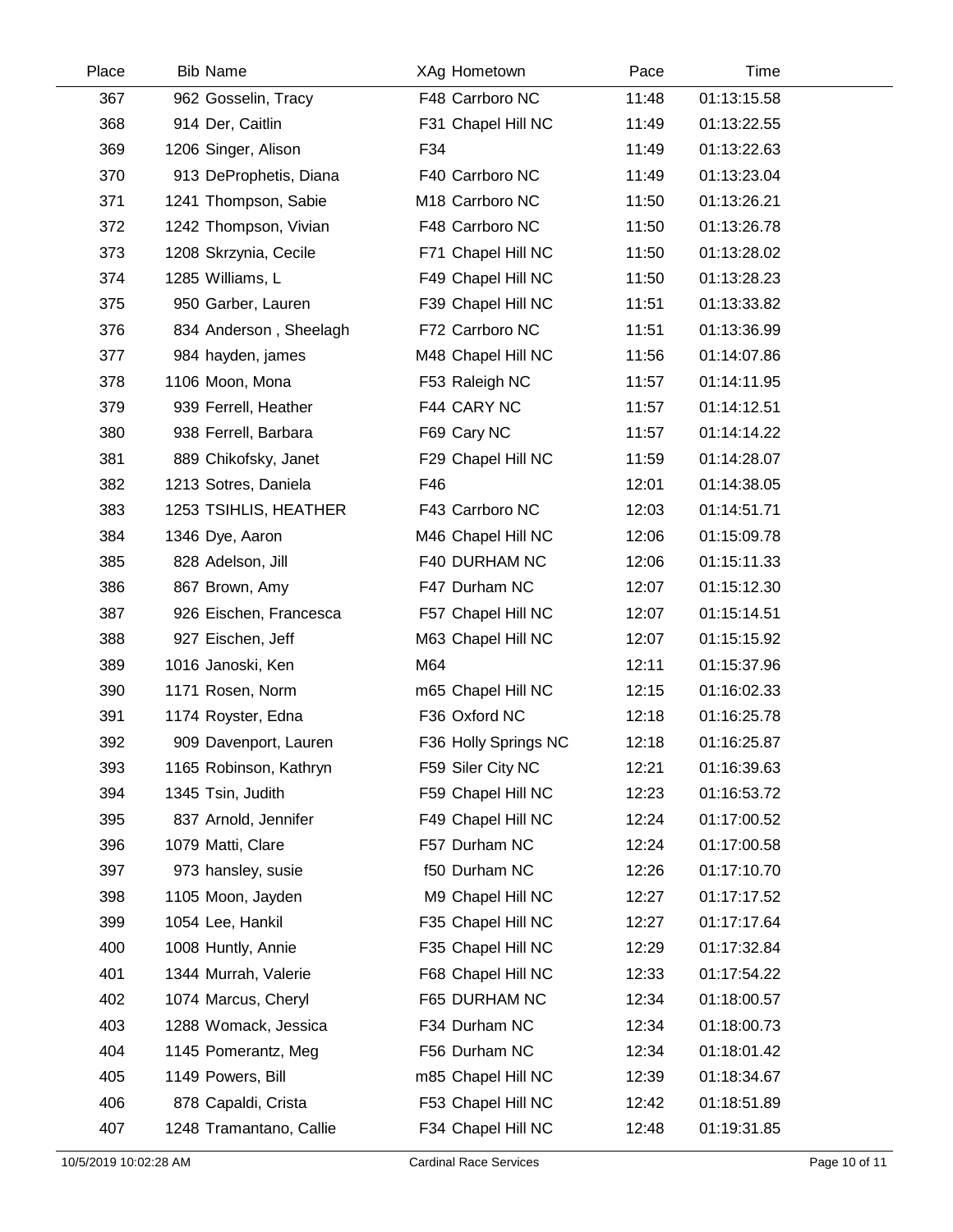| Place | Bib | Name | XAg | Hometown | Pace | Time |
|---|---|---|---|---|---|---|
| 367 | 962 | Gosselin, Tracy | F48 | Carrboro NC | 11:48 | 01:13:15.58 |
| 368 | 914 | Der, Caitlin | F31 | Chapel Hill NC | 11:49 | 01:13:22.55 |
| 369 | 1206 | Singer, Alison | F34 | | 11:49 | 01:13:22.63 |
| 370 | 913 | DeProphetis, Diana | F40 | Carrboro NC | 11:49 | 01:13:23.04 |
| 371 | 1241 | Thompson, Sabie | M18 | Carrboro NC | 11:50 | 01:13:26.21 |
| 372 | 1242 | Thompson, Vivian | F48 | Carrboro NC | 11:50 | 01:13:26.78 |
| 373 | 1208 | Skrzynia, Cecile | F71 | Chapel Hill NC | 11:50 | 01:13:28.02 |
| 374 | 1285 | Williams, L | F49 | Chapel Hill NC | 11:50 | 01:13:28.23 |
| 375 | 950 | Garber, Lauren | F39 | Chapel Hill NC | 11:51 | 01:13:33.82 |
| 376 | 834 | Anderson , Sheelagh | F72 | Carrboro NC | 11:51 | 01:13:36.99 |
| 377 | 984 | hayden, james | M48 | Chapel Hill NC | 11:56 | 01:14:07.86 |
| 378 | 1106 | Moon, Mona | F53 | Raleigh NC | 11:57 | 01:14:11.95 |
| 379 | 939 | Ferrell, Heather | F44 | CARY NC | 11:57 | 01:14:12.51 |
| 380 | 938 | Ferrell, Barbara | F69 | Cary NC | 11:57 | 01:14:14.22 |
| 381 | 889 | Chikofsky, Janet | F29 | Chapel Hill NC | 11:59 | 01:14:28.07 |
| 382 | 1213 | Sotres, Daniela | F46 | | 12:01 | 01:14:38.05 |
| 383 | 1253 | TSIHLIS, HEATHER | F43 | Carrboro NC | 12:03 | 01:14:51.71 |
| 384 | 1346 | Dye, Aaron | M46 | Chapel Hill NC | 12:06 | 01:15:09.78 |
| 385 | 828 | Adelson, Jill | F40 | DURHAM NC | 12:06 | 01:15:11.33 |
| 386 | 867 | Brown, Amy | F47 | Durham NC | 12:07 | 01:15:12.30 |
| 387 | 926 | Eischen, Francesca | F57 | Chapel Hill NC | 12:07 | 01:15:14.51 |
| 388 | 927 | Eischen, Jeff | M63 | Chapel Hill NC | 12:07 | 01:15:15.92 |
| 389 | 1016 | Janoski, Ken | M64 | | 12:11 | 01:15:37.96 |
| 390 | 1171 | Rosen, Norm | m65 | Chapel Hill NC | 12:15 | 01:16:02.33 |
| 391 | 1174 | Royster, Edna | F36 | Oxford NC | 12:18 | 01:16:25.78 |
| 392 | 909 | Davenport, Lauren | F36 | Holly Springs NC | 12:18 | 01:16:25.87 |
| 393 | 1165 | Robinson, Kathryn | F59 | Siler City NC | 12:21 | 01:16:39.63 |
| 394 | 1345 | Tsin, Judith | F59 | Chapel Hill NC | 12:23 | 01:16:53.72 |
| 395 | 837 | Arnold, Jennifer | F49 | Chapel Hill NC | 12:24 | 01:17:00.52 |
| 396 | 1079 | Matti, Clare | F57 | Durham NC | 12:24 | 01:17:00.58 |
| 397 | 973 | hansley, susie | f50 | Durham NC | 12:26 | 01:17:10.70 |
| 398 | 1105 | Moon, Jayden | M9 | Chapel Hill NC | 12:27 | 01:17:17.52 |
| 399 | 1054 | Lee, Hankil | F35 | Chapel Hill NC | 12:27 | 01:17:17.64 |
| 400 | 1008 | Huntly, Annie | F35 | Chapel Hill NC | 12:29 | 01:17:32.84 |
| 401 | 1344 | Murrah, Valerie | F68 | Chapel Hill NC | 12:33 | 01:17:54.22 |
| 402 | 1074 | Marcus, Cheryl | F65 | DURHAM NC | 12:34 | 01:18:00.57 |
| 403 | 1288 | Womack, Jessica | F34 | Durham NC | 12:34 | 01:18:00.73 |
| 404 | 1145 | Pomerantz, Meg | F56 | Durham NC | 12:34 | 01:18:01.42 |
| 405 | 1149 | Powers, Bill | m85 | Chapel Hill NC | 12:39 | 01:18:34.67 |
| 406 | 878 | Capaldi, Crista | F53 | Chapel Hill NC | 12:42 | 01:18:51.89 |
| 407 | 1248 | Tramantano, Callie | F34 | Chapel Hill NC | 12:48 | 01:19:31.85 |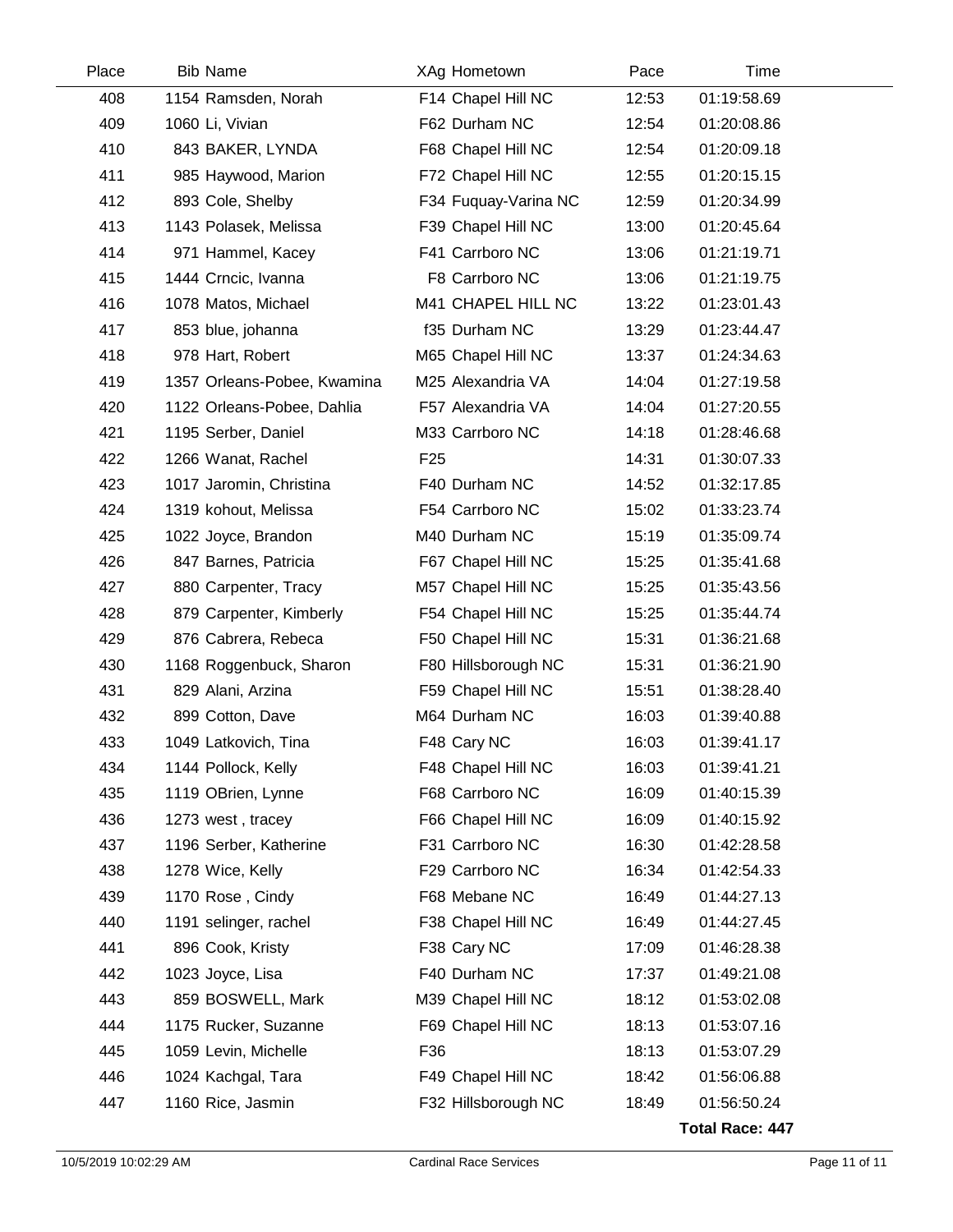| Place | Bib | Name | XAg | Hometown | Pace | Time |
|---|---|---|---|---|---|---|
| 408 | 1154 | Ramsden, Norah | F14 | Chapel Hill NC | 12:53 | 01:19:58.69 |
| 409 | 1060 | Li, Vivian | F62 | Durham NC | 12:54 | 01:20:08.86 |
| 410 | 843 | BAKER, LYNDA | F68 | Chapel Hill NC | 12:54 | 01:20:09.18 |
| 411 | 985 | Haywood, Marion | F72 | Chapel Hill NC | 12:55 | 01:20:15.15 |
| 412 | 893 | Cole, Shelby | F34 | Fuquay-Varina NC | 12:59 | 01:20:34.99 |
| 413 | 1143 | Polasek, Melissa | F39 | Chapel Hill NC | 13:00 | 01:20:45.64 |
| 414 | 971 | Hammel, Kacey | F41 | Carrboro NC | 13:06 | 01:21:19.71 |
| 415 | 1444 | Crncic, Ivanna | F8 | Carrboro NC | 13:06 | 01:21:19.75 |
| 416 | 1078 | Matos, Michael | M41 | CHAPEL HILL NC | 13:22 | 01:23:01.43 |
| 417 | 853 | blue, johanna | f35 | Durham NC | 13:29 | 01:23:44.47 |
| 418 | 978 | Hart, Robert | M65 | Chapel Hill NC | 13:37 | 01:24:34.63 |
| 419 | 1357 | Orleans-Pobee, Kwamina | M25 | Alexandria VA | 14:04 | 01:27:19.58 |
| 420 | 1122 | Orleans-Pobee, Dahlia | F57 | Alexandria VA | 14:04 | 01:27:20.55 |
| 421 | 1195 | Serber, Daniel | M33 | Carrboro NC | 14:18 | 01:28:46.68 |
| 422 | 1266 | Wanat, Rachel | F25 | | 14:31 | 01:30:07.33 |
| 423 | 1017 | Jaromin, Christina | F40 | Durham NC | 14:52 | 01:32:17.85 |
| 424 | 1319 | kohout, Melissa | F54 | Carrboro NC | 15:02 | 01:33:23.74 |
| 425 | 1022 | Joyce, Brandon | M40 | Durham NC | 15:19 | 01:35:09.74 |
| 426 | 847 | Barnes, Patricia | F67 | Chapel Hill NC | 15:25 | 01:35:41.68 |
| 427 | 880 | Carpenter, Tracy | M57 | Chapel Hill NC | 15:25 | 01:35:43.56 |
| 428 | 879 | Carpenter, Kimberly | F54 | Chapel Hill NC | 15:25 | 01:35:44.74 |
| 429 | 876 | Cabrera, Rebeca | F50 | Chapel Hill NC | 15:31 | 01:36:21.68 |
| 430 | 1168 | Roggenbuck, Sharon | F80 | Hillsborough NC | 15:31 | 01:36:21.90 |
| 431 | 829 | Alani, Arzina | F59 | Chapel Hill NC | 15:51 | 01:38:28.40 |
| 432 | 899 | Cotton, Dave | M64 | Durham NC | 16:03 | 01:39:40.88 |
| 433 | 1049 | Latkovich, Tina | F48 | Cary NC | 16:03 | 01:39:41.17 |
| 434 | 1144 | Pollock, Kelly | F48 | Chapel Hill NC | 16:03 | 01:39:41.21 |
| 435 | 1119 | OBrien, Lynne | F68 | Carrboro NC | 16:09 | 01:40:15.39 |
| 436 | 1273 | west , tracey | F66 | Chapel Hill NC | 16:09 | 01:40:15.92 |
| 437 | 1196 | Serber, Katherine | F31 | Carrboro NC | 16:30 | 01:42:28.58 |
| 438 | 1278 | Wice, Kelly | F29 | Carrboro NC | 16:34 | 01:42:54.33 |
| 439 | 1170 | Rose , Cindy | F68 | Mebane NC | 16:49 | 01:44:27.13 |
| 440 | 1191 | selinger, rachel | F38 | Chapel Hill NC | 16:49 | 01:44:27.45 |
| 441 | 896 | Cook, Kristy | F38 | Cary NC | 17:09 | 01:46:28.38 |
| 442 | 1023 | Joyce, Lisa | F40 | Durham NC | 17:37 | 01:49:21.08 |
| 443 | 859 | BOSWELL, Mark | M39 | Chapel Hill NC | 18:12 | 01:53:02.08 |
| 444 | 1175 | Rucker, Suzanne | F69 | Chapel Hill NC | 18:13 | 01:53:07.16 |
| 445 | 1059 | Levin, Michelle | F36 | | 18:13 | 01:53:07.29 |
| 446 | 1024 | Kachgal, Tara | F49 | Chapel Hill NC | 18:42 | 01:56:06.88 |
| 447 | 1160 | Rice, Jasmin | F32 | Hillsborough NC | 18:49 | 01:56:50.24 |

**Total Race: 447**

10/5/2019 10:02:29 AM    Cardinal Race Services